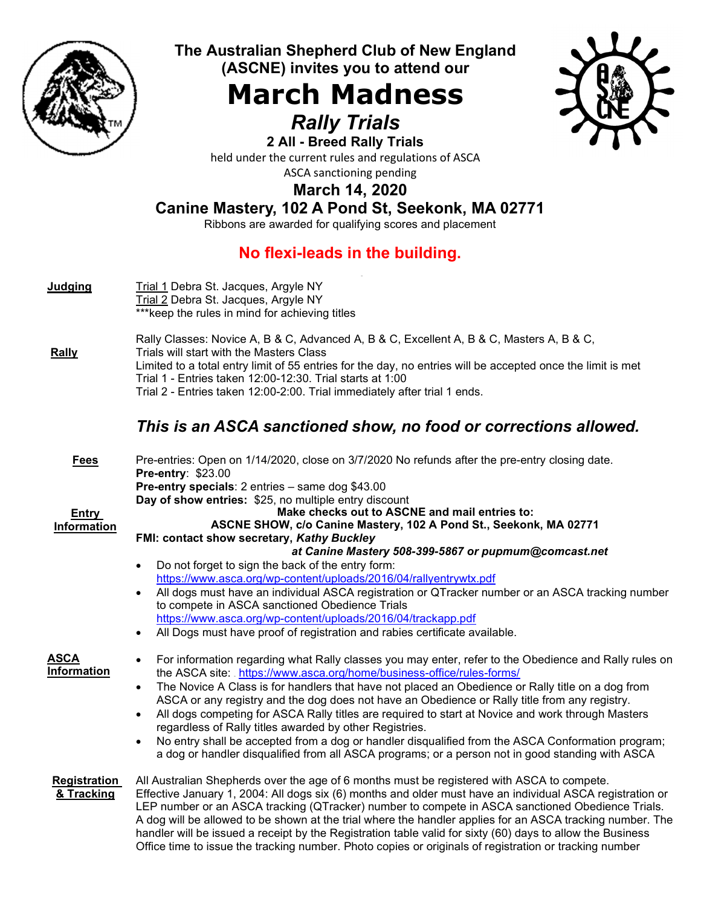# The Australian Shepherd Club of New England (ASCNE) invites you to attend our

# March Madness

## *Rally Trials*

**2 All - Breed Rally Trials**

held under the current rules and regulations of ASCA

ASCA sanctioning pending

**March 14, 2020**

**Canine Mastery, 102 A Pond St, Seekonk, MA 02771**

Ribbons are awarded for qualifying scores and placement

**No flexi-leads in the building.**

**Judging**

Trial 1 Debra St. Jacques, Argyle NY
Trial 2 Debra St. Jacques, Argyle NY
***keep the rules in mind for achieving titles

**Rally**

Rally Classes: Novice A, B & C, Advanced A, B & C, Excellent A, B & C, Masters A, B & C,
Trials will start with the Masters Class
Limited to a total entry limit of 55 entries for the day, no entries will be accepted once the limit is met
Trial 1 - Entries taken 12:00-12:30. Trial starts at 1:00
Trial 2 - Entries taken 12:00-2:00. Trial immediately after trial 1 ends.

***This is an ASCA sanctioned show, no food or corrections allowed.***

**Fees**

Pre-entries: Open on 1/14/2020, close on 3/7/2020 No refunds after the pre-entry closing date.
**Pre-entry**: $23.00
**Pre-entry specials**: 2 entries – same dog $43.00
**Day of show entries:** $25, no multiple entry discount

**Entry Information**

**Make checks out to ASCNE and mail entries to:**
**ASCNE SHOW, c/o Canine Mastery, 102 A Pond St., Seekonk, MA 02771**
**FMI: contact show secretary, *Kathy Buckley***
***at Canine Mastery 508-399-5867 or pupmum@comcast.net***

- Do not forget to sign the back of the entry form: https://www.asca.org/wp-content/uploads/2016/04/rallyentrywtx.pdf
- All dogs must have an individual ASCA registration or QTracker number or an ASCA tracking number to compete in ASCA sanctioned Obedience Trials https://www.asca.org/wp-content/uploads/2016/04/trackapp.pdf
- All Dogs must have proof of registration and rabies certificate available.

**ASCA Information**

- For information regarding what Rally classes you may enter, refer to the Obedience and Rally rules on the ASCA site: https://www.asca.org/home/business-office/rules-forms/
- The Novice A Class is for handlers that have not placed an Obedience or Rally title on a dog from ASCA or any registry and the dog does not have an Obedience or Rally title from any registry.
- All dogs competing for ASCA Rally titles are required to start at Novice and work through Masters regardless of Rally titles awarded by other Registries.
- No entry shall be accepted from a dog or handler disqualified from the ASCA Conformation program; a dog or handler disqualified from all ASCA programs; or a person not in good standing with ASCA

**Registration & Tracking**

All Australian Shepherds over the age of 6 months must be registered with ASCA to compete. Effective January 1, 2004: All dogs six (6) months and older must have an individual ASCA registration or LEP number or an ASCA tracking (QTracker) number to compete in ASCA sanctioned Obedience Trials. A dog will be allowed to be shown at the trial where the handler applies for an ASCA tracking number. The handler will be issued a receipt by the Registration table valid for sixty (60) days to allow the Business Office time to issue the tracking number. Photo copies or originals of registration or tracking number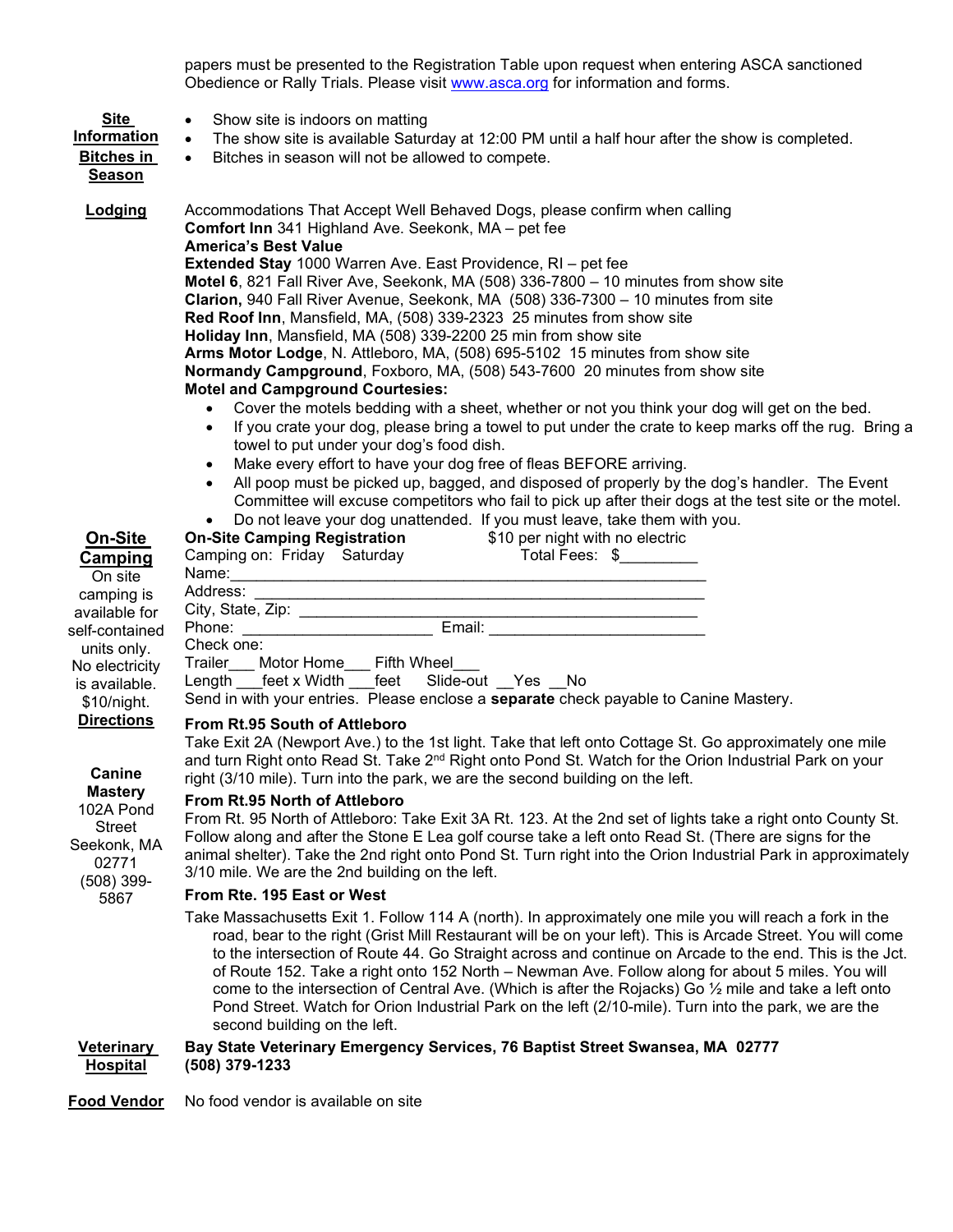papers must be presented to the Registration Table upon request when entering ASCA sanctioned Obedience or Rally Trials. Please visit www.asca.org for information and forms.

**Site Information**

- Show site is indoors on matting
- The show site is available Saturday at 12:00 PM until a half hour after the show is completed.

**Bitches in Season**

- Bitches in season will not be allowed to compete.

**Lodging**

Accommodations That Accept Well Behaved Dogs, please confirm when calling

**Comfort Inn** 341 Highland Ave. Seekonk, MA – pet fee
**America's Best Value**
**Extended Stay** 1000 Warren Ave. East Providence, RI – pet fee
**Motel 6**, 821 Fall River Ave, Seekonk, MA (508) 336-7800 – 10 minutes from show site
**Clarion,** 940 Fall River Avenue, Seekonk, MA (508) 336-7300 – 10 minutes from site
**Red Roof Inn**, Mansfield, MA, (508) 339-2323 25 minutes from show site
**Holiday Inn**, Mansfield, MA (508) 339-2200 25 min from show site
**Arms Motor Lodge**, N. Attleboro, MA, (508) 695-5102 15 minutes from show site
**Normandy Campground**, Foxboro, MA, (508) 543-7600 20 minutes from show site

**Motel and Campground Courtesies:**

- Cover the motels bedding with a sheet, whether or not you think your dog will get on the bed.
- If you crate your dog, please bring a towel to put under the crate to keep marks off the rug. Bring a towel to put under your dog's food dish.
- Make every effort to have your dog free of fleas BEFORE arriving.
- All poop must be picked up, bagged, and disposed of properly by the dog's handler. The Event Committee will excuse competitors who fail to pick up after their dogs at the test site or the motel.
- Do not leave your dog unattended. If you must leave, take them with you.

**On-Site Camping**

On site camping is available for self-contained units only. No electricity is available. $10/night.

**On-Site Camping Registration** $10 per night with no electric

Camping on: Friday Saturday Total Fees: $_________

Name:_______________________________________________________

Address: _____________________________________________________

City, State, Zip: _______________________________________________

Phone: ______________________ Email: __________________________

Check one:

Trailer___ Motor Home___ Fifth Wheel___

Length ___feet x Width ___feet Slide-out __Yes __No

Send in with your entries. Please enclose a **separate** check payable to Canine Mastery.

**Directions**

**Canine Mastery**
102A Pond Street
Seekonk, MA 02771
(508) 399-5867

**From Rt.95 South of Attleboro**

Take Exit 2A (Newport Ave.) to the 1st light. Take that left onto Cottage St. Go approximately one mile and turn Right onto Read St. Take 2nd Right onto Pond St. Watch for the Orion Industrial Park on your right (3/10 mile). Turn into the park, we are the second building on the left.

**From Rt.95 North of Attleboro**

From Rt. 95 North of Attleboro: Take Exit 3A Rt. 123. At the 2nd set of lights take a right onto County St. Follow along and after the Stone E Lea golf course take a left onto Read St. (There are signs for the animal shelter). Take the 2nd right onto Pond St. Turn right into the Orion Industrial Park in approximately 3/10 mile. We are the 2nd building on the left.

**From Rte. 195 East or West**

Take Massachusetts Exit 1. Follow 114 A (north). In approximately one mile you will reach a fork in the road, bear to the right (Grist Mill Restaurant will be on your left). This is Arcade Street. You will come to the intersection of Route 44. Go Straight across and continue on Arcade to the end. This is the Jct. of Route 152. Take a right onto 152 North – Newman Ave. Follow along for about 5 miles. You will come to the intersection of Central Ave. (Which is after the Rojacks) Go ½ mile and take a left onto Pond Street. Watch for Orion Industrial Park on the left (2/10-mile). Turn into the park, we are the second building on the left.

**Veterinary Hospital**

**Bay State Veterinary Emergency Services, 76 Baptist Street Swansea, MA 02777 (508) 379-1233**

**Food Vendor**

No food vendor is available on site